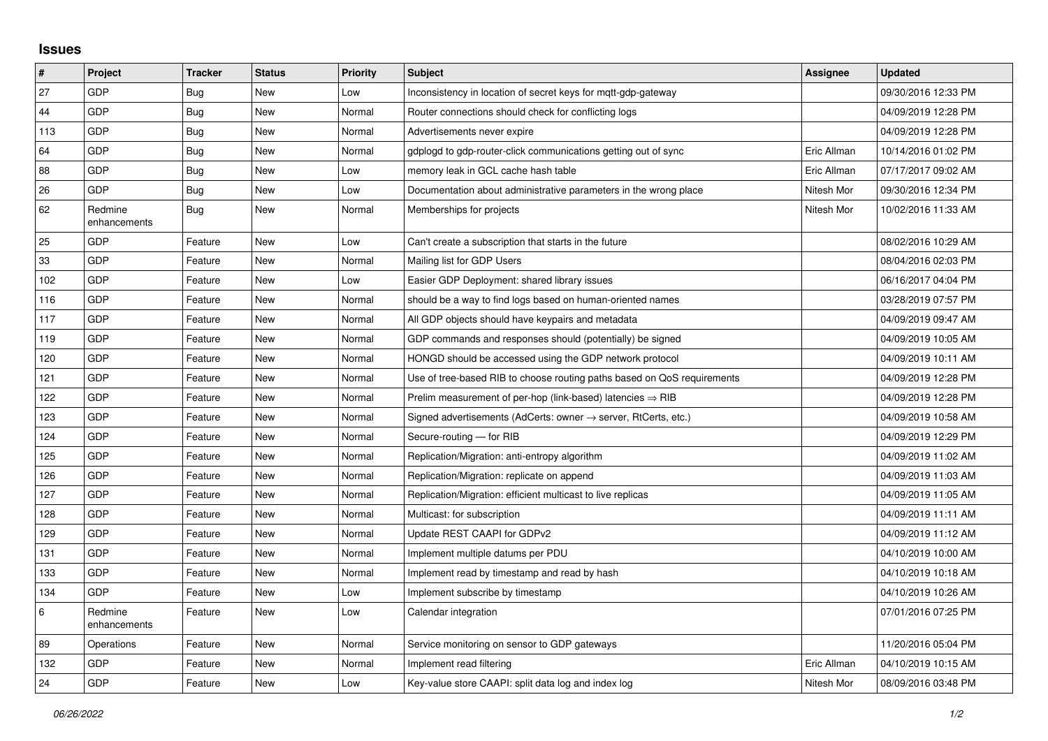## Issues

| # | Project | Tracker | Status | Priority | Subject | Assignee | Updated |
|---|---|---|---|---|---|---|---|
| 27 | GDP | Bug | New | Low | Inconsistency in location of secret keys for mqtt-gdp-gateway | | 09/30/2016 12:33 PM |
| 44 | GDP | Bug | New | Normal | Router connections should check for conflicting logs | | 04/09/2019 12:28 PM |
| 113 | GDP | Bug | New | Normal | Advertisements never expire | | 04/09/2019 12:28 PM |
| 64 | GDP | Bug | New | Normal | gdplogd to gdp-router-click communications getting out of sync | Eric Allman | 10/14/2016 01:02 PM |
| 88 | GDP | Bug | New | Low | memory leak in GCL cache hash table | Eric Allman | 07/17/2017 09:02 AM |
| 26 | GDP | Bug | New | Low | Documentation about administrative parameters in the wrong place | Nitesh Mor | 09/30/2016 12:34 PM |
| 62 | Redmine enhancements | Bug | New | Normal | Memberships for projects | Nitesh Mor | 10/02/2016 11:33 AM |
| 25 | GDP | Feature | New | Low | Can't create a subscription that starts in the future | | 08/02/2016 10:29 AM |
| 33 | GDP | Feature | New | Normal | Mailing list for GDP Users | | 08/04/2016 02:03 PM |
| 102 | GDP | Feature | New | Low | Easier GDP Deployment: shared library issues | | 06/16/2017 04:04 PM |
| 116 | GDP | Feature | New | Normal | should be a way to find logs based on human-oriented names | | 03/28/2019 07:57 PM |
| 117 | GDP | Feature | New | Normal | All GDP objects should have keypairs and metadata | | 04/09/2019 09:47 AM |
| 119 | GDP | Feature | New | Normal | GDP commands and responses should (potentially) be signed | | 04/09/2019 10:05 AM |
| 120 | GDP | Feature | New | Normal | HONGD should be accessed using the GDP network protocol | | 04/09/2019 10:11 AM |
| 121 | GDP | Feature | New | Normal | Use of tree-based RIB to choose routing paths based on QoS requirements | | 04/09/2019 12:28 PM |
| 122 | GDP | Feature | New | Normal | Prelim measurement of per-hop (link-based) latencies ⇒ RIB | | 04/09/2019 12:28 PM |
| 123 | GDP | Feature | New | Normal | Signed advertisements (AdCerts: owner → server, RtCerts, etc.) | | 04/09/2019 10:58 AM |
| 124 | GDP | Feature | New | Normal | Secure-routing — for RIB | | 04/09/2019 12:29 PM |
| 125 | GDP | Feature | New | Normal | Replication/Migration: anti-entropy algorithm | | 04/09/2019 11:02 AM |
| 126 | GDP | Feature | New | Normal | Replication/Migration: replicate on append | | 04/09/2019 11:03 AM |
| 127 | GDP | Feature | New | Normal | Replication/Migration: efficient multicast to live replicas | | 04/09/2019 11:05 AM |
| 128 | GDP | Feature | New | Normal | Multicast: for subscription | | 04/09/2019 11:11 AM |
| 129 | GDP | Feature | New | Normal | Update REST CAAPI for GDPv2 | | 04/09/2019 11:12 AM |
| 131 | GDP | Feature | New | Normal | Implement multiple datums per PDU | | 04/10/2019 10:00 AM |
| 133 | GDP | Feature | New | Normal | Implement read by timestamp and read by hash | | 04/10/2019 10:18 AM |
| 134 | GDP | Feature | New | Low | Implement subscribe by timestamp | | 04/10/2019 10:26 AM |
| 6 | Redmine enhancements | Feature | New | Low | Calendar integration | | 07/01/2016 07:25 PM |
| 89 | Operations | Feature | New | Normal | Service monitoring on sensor to GDP gateways | | 11/20/2016 05:04 PM |
| 132 | GDP | Feature | New | Normal | Implement read filtering | Eric Allman | 04/10/2019 10:15 AM |
| 24 | GDP | Feature | New | Low | Key-value store CAAPI: split data log and index log | Nitesh Mor | 08/09/2016 03:48 PM |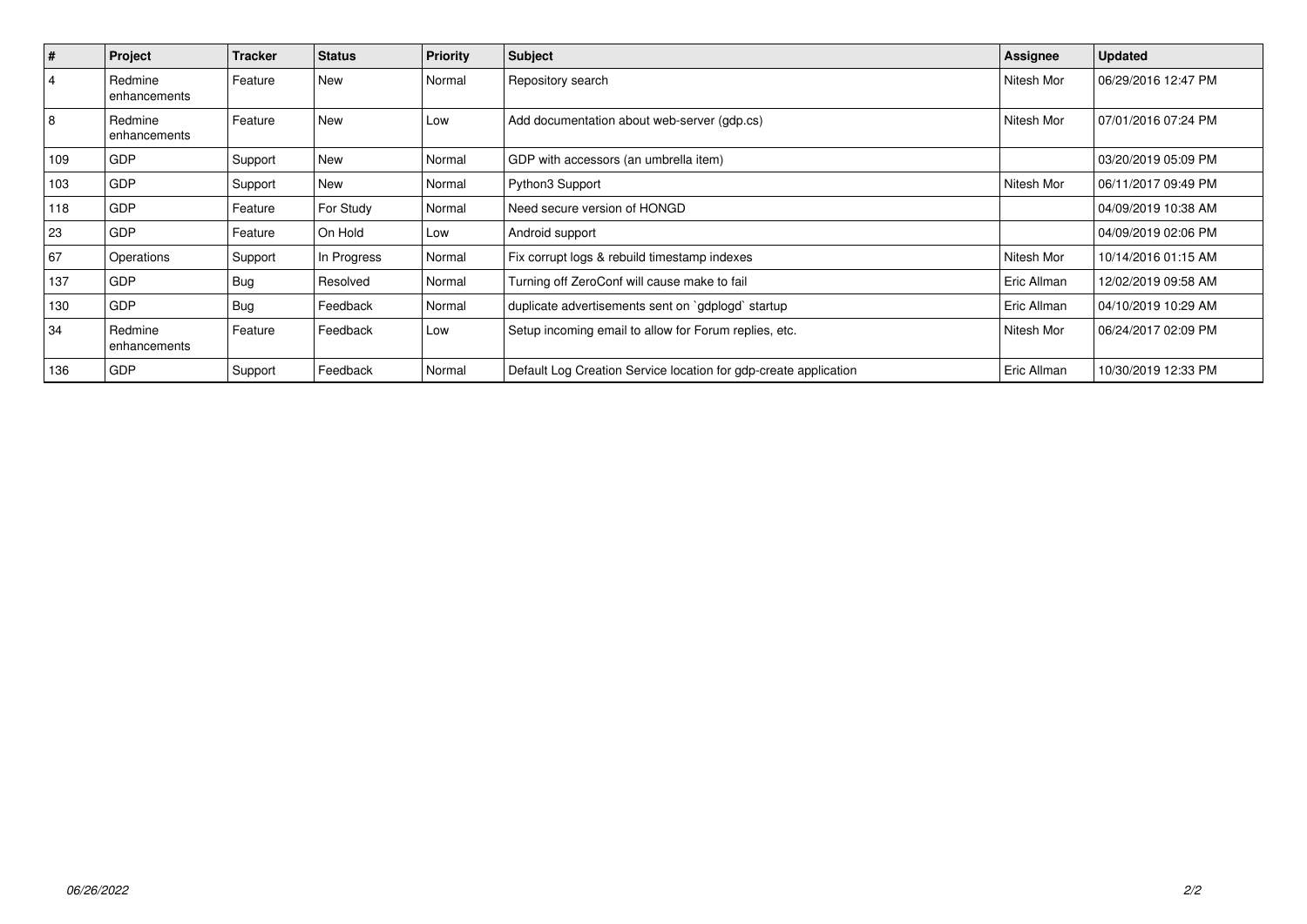| # | Project | Tracker | Status | Priority | Subject | Assignee | Updated |
| --- | --- | --- | --- | --- | --- | --- | --- |
| 4 | Redmine enhancements | Feature | New | Normal | Repository search | Nitesh Mor | 06/29/2016 12:47 PM |
| 8 | Redmine enhancements | Feature | New | Low | Add documentation about web-server (gdp.cs) | Nitesh Mor | 07/01/2016 07:24 PM |
| 109 | GDP | Support | New | Normal | GDP with accessors (an umbrella item) | | 03/20/2019 05:09 PM |
| 103 | GDP | Support | New | Normal | Python3 Support | Nitesh Mor | 06/11/2017 09:49 PM |
| 118 | GDP | Feature | For Study | Normal | Need secure version of HONGD | | 04/09/2019 10:38 AM |
| 23 | GDP | Feature | On Hold | Low | Android support | | 04/09/2019 02:06 PM |
| 67 | Operations | Support | In Progress | Normal | Fix corrupt logs & rebuild timestamp indexes | Nitesh Mor | 10/14/2016 01:15 AM |
| 137 | GDP | Bug | Resolved | Normal | Turning off ZeroConf will cause make to fail | Eric Allman | 12/02/2019 09:58 AM |
| 130 | GDP | Bug | Feedback | Normal | duplicate advertisements sent on `gdplogd` startup | Eric Allman | 04/10/2019 10:29 AM |
| 34 | Redmine enhancements | Feature | Feedback | Low | Setup incoming email to allow for Forum replies, etc. | Nitesh Mor | 06/24/2017 02:09 PM |
| 136 | GDP | Support | Feedback | Normal | Default Log Creation Service location for gdp-create application | Eric Allman | 10/30/2019 12:33 PM |